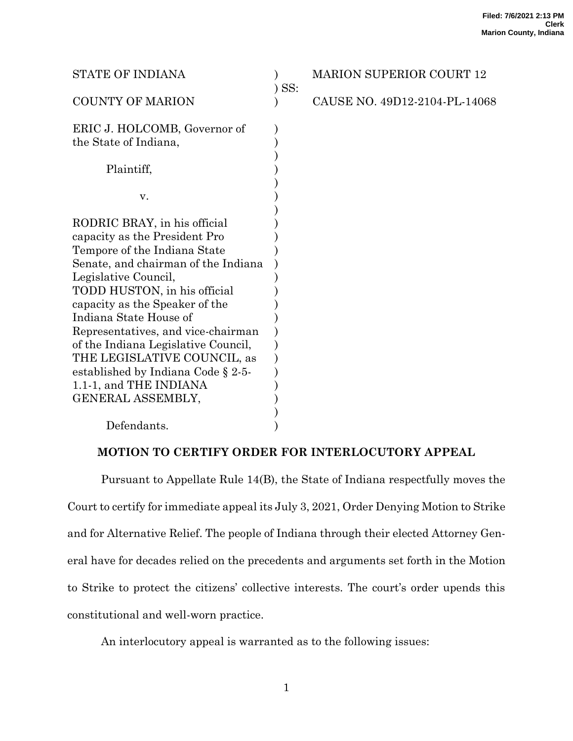Filed: 7/6/2021 2:13 PM
Clerk
Marion County, Indiana

| | | |
|---|---|---|
| STATE OF INDIANA | ) | MARION SUPERIOR COURT 12 |
| | ) SS: | |
| COUNTY OF MARION | ) | CAUSE NO. 49D12-2104-PL-14068 |

ERIC J. HOLCOMB, Governor of the State of Indiana,

Plaintiff,

v.

RODRIC BRAY, in his official capacity as the President Pro Tempore of the Indiana State Senate, and chairman of the Indiana Legislative Council, TODD HUSTON, in his official capacity as the Speaker of the Indiana State House of Representatives, and vice-chairman of the Indiana Legislative Council, THE LEGISLATIVE COUNCIL, as established by Indiana Code § 2-5-1.1-1, and THE INDIANA GENERAL ASSEMBLY,

Defendants.

## MOTION TO CERTIFY ORDER FOR INTERLOCUTORY APPEAL

Pursuant to Appellate Rule 14(B), the State of Indiana respectfully moves the Court to certify for immediate appeal its July 3, 2021, Order Denying Motion to Strike and for Alternative Relief. The people of Indiana through their elected Attorney General have for decades relied on the precedents and arguments set forth in the Motion to Strike to protect the citizens' collective interests. The court's order upends this constitutional and well-worn practice.

An interlocutory appeal is warranted as to the following issues: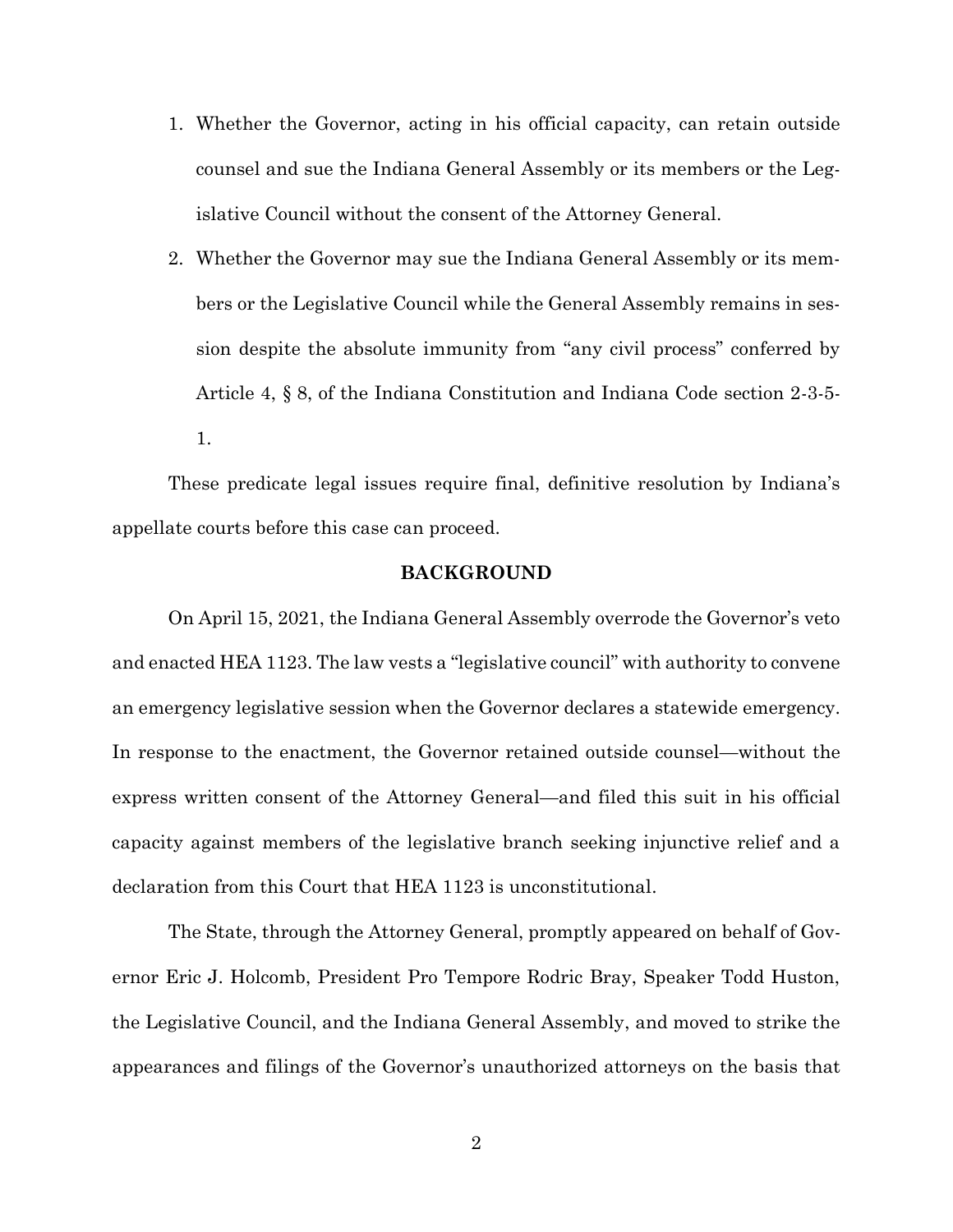1. Whether the Governor, acting in his official capacity, can retain outside counsel and sue the Indiana General Assembly or its members or the Legislative Council without the consent of the Attorney General.
2. Whether the Governor may sue the Indiana General Assembly or its members or the Legislative Council while the General Assembly remains in session despite the absolute immunity from "any civil process" conferred by Article 4, § 8, of the Indiana Constitution and Indiana Code section 2-3-5-1.

These predicate legal issues require final, definitive resolution by Indiana's appellate courts before this case can proceed.

## BACKGROUND

On April 15, 2021, the Indiana General Assembly overrode the Governor's veto and enacted HEA 1123. The law vests a "legislative council" with authority to convene an emergency legislative session when the Governor declares a statewide emergency. In response to the enactment, the Governor retained outside counsel—without the express written consent of the Attorney General—and filed this suit in his official capacity against members of the legislative branch seeking injunctive relief and a declaration from this Court that HEA 1123 is unconstitutional.

The State, through the Attorney General, promptly appeared on behalf of Governor Eric J. Holcomb, President Pro Tempore Rodric Bray, Speaker Todd Huston, the Legislative Council, and the Indiana General Assembly, and moved to strike the appearances and filings of the Governor's unauthorized attorneys on the basis that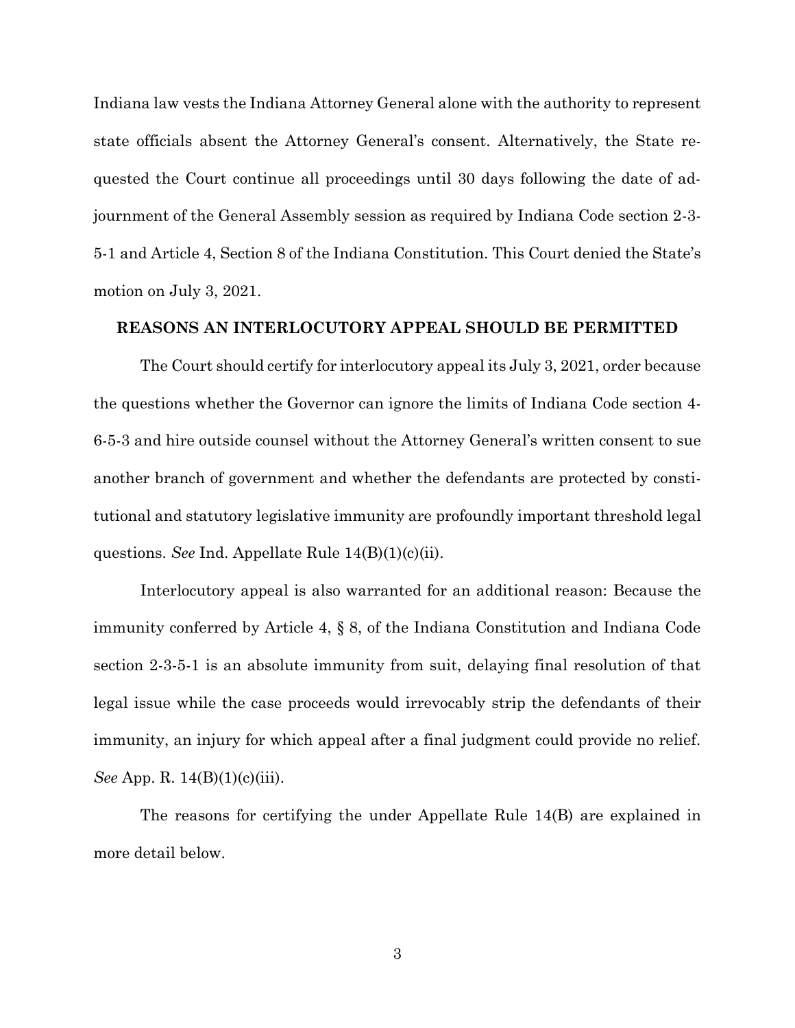Indiana law vests the Indiana Attorney General alone with the authority to represent state officials absent the Attorney General's consent. Alternatively, the State requested the Court continue all proceedings until 30 days following the date of adjournment of the General Assembly session as required by Indiana Code section 2-3-5-1 and Article 4, Section 8 of the Indiana Constitution. This Court denied the State's motion on July 3, 2021.

**REASONS AN INTERLOCUTORY APPEAL SHOULD BE PERMITTED**

The Court should certify for interlocutory appeal its July 3, 2021, order because the questions whether the Governor can ignore the limits of Indiana Code section 4-6-5-3 and hire outside counsel without the Attorney General's written consent to sue another branch of government and whether the defendants are protected by constitutional and statutory legislative immunity are profoundly important threshold legal questions. *See* Ind. Appellate Rule 14(B)(1)(c)(ii).

Interlocutory appeal is also warranted for an additional reason: Because the immunity conferred by Article 4, § 8, of the Indiana Constitution and Indiana Code section 2-3-5-1 is an absolute immunity from suit, delaying final resolution of that legal issue while the case proceeds would irrevocably strip the defendants of their immunity, an injury for which appeal after a final judgment could provide no relief. *See* App. R. 14(B)(1)(c)(iii).

The reasons for certifying the under Appellate Rule 14(B) are explained in more detail below.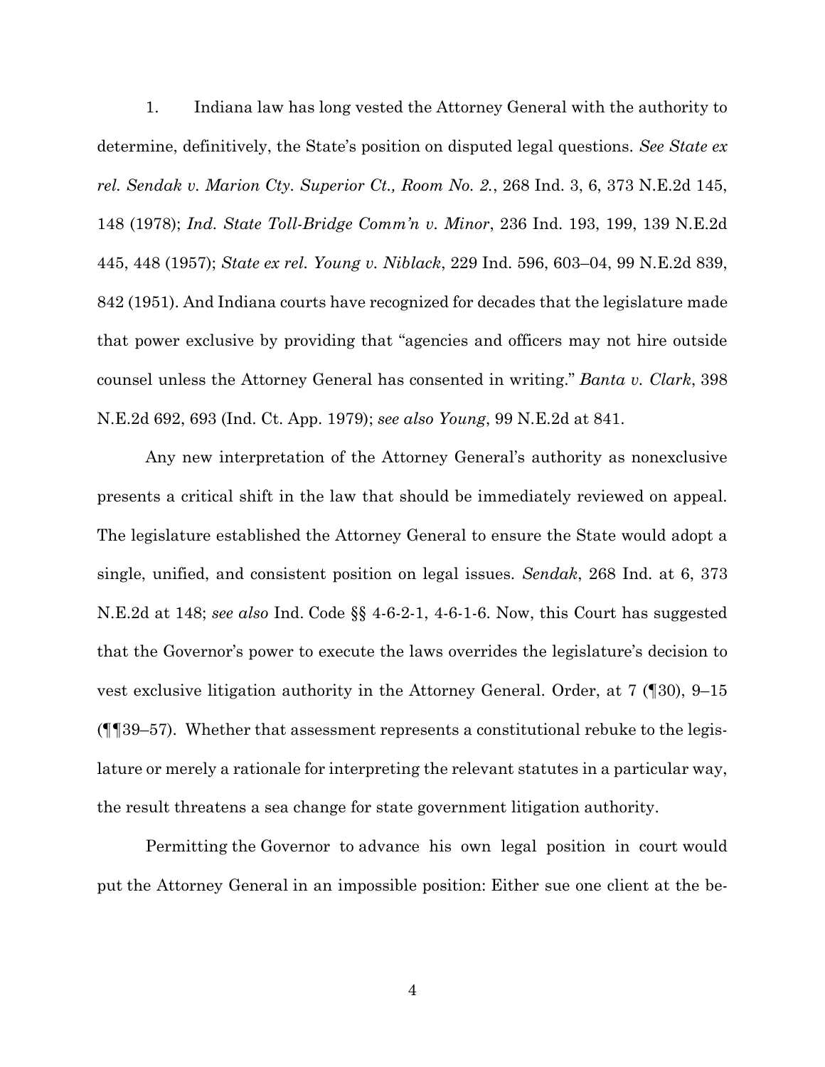1. Indiana law has long vested the Attorney General with the authority to determine, definitively, the State's position on disputed legal questions. *See State ex rel. Sendak v. Marion Cty. Superior Ct., Room No. 2.*, 268 Ind. 3, 6, 373 N.E.2d 145, 148 (1978); *Ind. State Toll-Bridge Comm'n v. Minor*, 236 Ind. 193, 199, 139 N.E.2d 445, 448 (1957); *State ex rel. Young v. Niblack*, 229 Ind. 596, 603–04, 99 N.E.2d 839, 842 (1951). And Indiana courts have recognized for decades that the legislature made that power exclusive by providing that "agencies and officers may not hire outside counsel unless the Attorney General has consented in writing." *Banta v. Clark*, 398 N.E.2d 692, 693 (Ind. Ct. App. 1979); *see also Young*, 99 N.E.2d at 841.

Any new interpretation of the Attorney General's authority as nonexclusive presents a critical shift in the law that should be immediately reviewed on appeal. The legislature established the Attorney General to ensure the State would adopt a single, unified, and consistent position on legal issues. *Sendak*, 268 Ind. at 6, 373 N.E.2d at 148; *see also* Ind. Code §§ 4-6-2-1, 4-6-1-6. Now, this Court has suggested that the Governor's power to execute the laws overrides the legislature's decision to vest exclusive litigation authority in the Attorney General. Order, at 7 (¶30), 9–15 (¶¶39–57). Whether that assessment represents a constitutional rebuke to the legislature or merely a rationale for interpreting the relevant statutes in a particular way, the result threatens a sea change for state government litigation authority.

Permitting the Governor to advance his own legal position in court would put the Attorney General in an impossible position: Either sue one client at the be-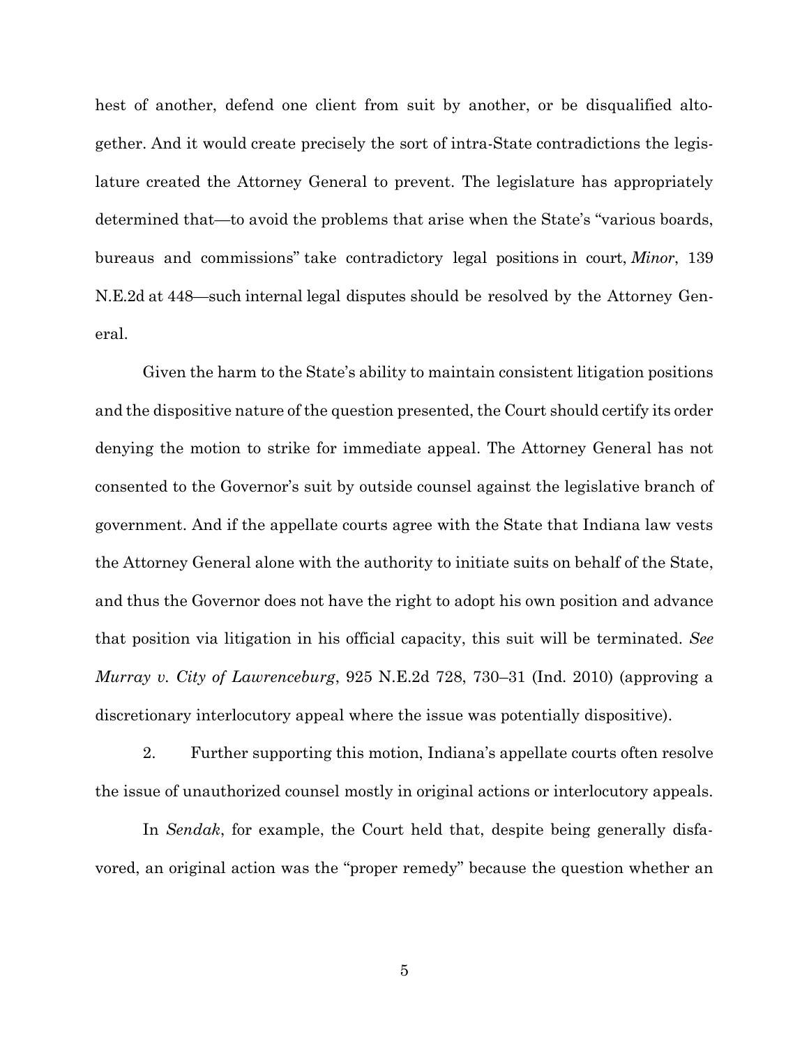hest of another, defend one client from suit by another, or be disqualified altogether. And it would create precisely the sort of intra-State contradictions the legislature created the Attorney General to prevent. The legislature has appropriately determined that—to avoid the problems that arise when the State's "various boards, bureaus and commissions" take contradictory legal positions in court, *Minor*, 139 N.E.2d at 448—such internal legal disputes should be resolved by the Attorney General.

Given the harm to the State's ability to maintain consistent litigation positions and the dispositive nature of the question presented, the Court should certify its order denying the motion to strike for immediate appeal. The Attorney General has not consented to the Governor's suit by outside counsel against the legislative branch of government. And if the appellate courts agree with the State that Indiana law vests the Attorney General alone with the authority to initiate suits on behalf of the State, and thus the Governor does not have the right to adopt his own position and advance that position via litigation in his official capacity, this suit will be terminated. *See Murray v. City of Lawrenceburg*, 925 N.E.2d 728, 730–31 (Ind. 2010) (approving a discretionary interlocutory appeal where the issue was potentially dispositive).

2. Further supporting this motion, Indiana's appellate courts often resolve the issue of unauthorized counsel mostly in original actions or interlocutory appeals.

In *Sendak*, for example, the Court held that, despite being generally disfavored, an original action was the "proper remedy" because the question whether an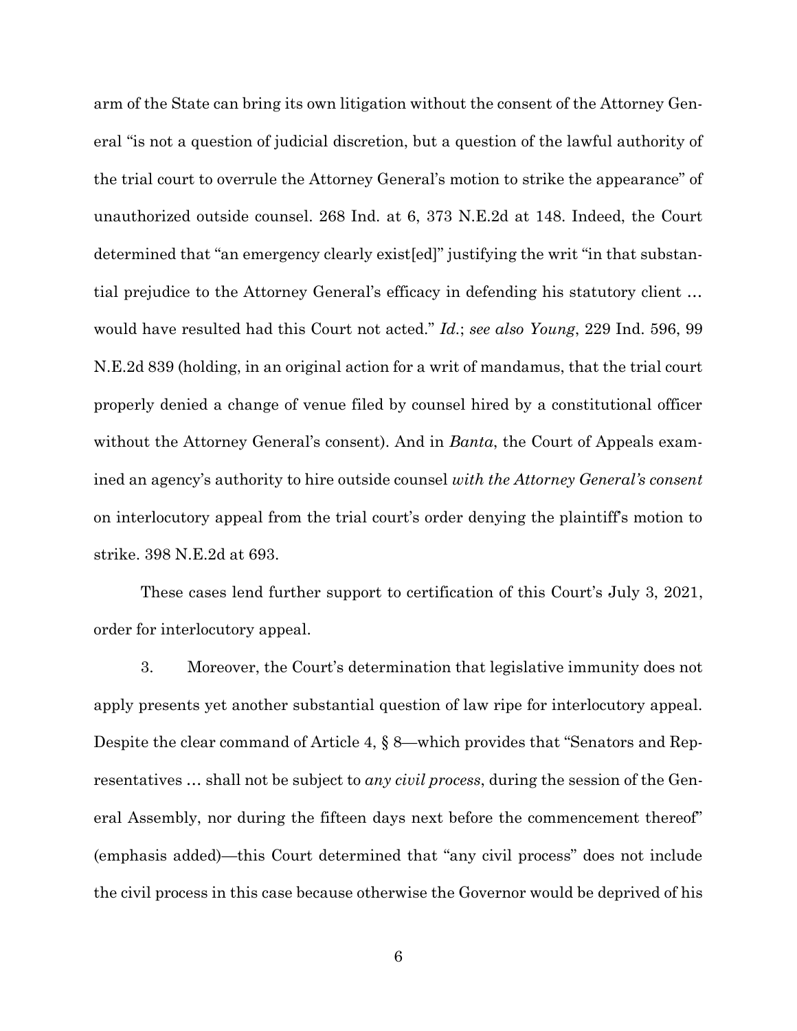arm of the State can bring its own litigation without the consent of the Attorney General "is not a question of judicial discretion, but a question of the lawful authority of the trial court to overrule the Attorney General's motion to strike the appearance" of unauthorized outside counsel. 268 Ind. at 6, 373 N.E.2d at 148. Indeed, the Court determined that "an emergency clearly exist[ed]" justifying the writ "in that substantial prejudice to the Attorney General's efficacy in defending his statutory client … would have resulted had this Court not acted." *Id.*; *see also Young*, 229 Ind. 596, 99 N.E.2d 839 (holding, in an original action for a writ of mandamus, that the trial court properly denied a change of venue filed by counsel hired by a constitutional officer without the Attorney General's consent). And in *Banta*, the Court of Appeals examined an agency's authority to hire outside counsel *with the Attorney General's consent* on interlocutory appeal from the trial court's order denying the plaintiff's motion to strike. 398 N.E.2d at 693.

These cases lend further support to certification of this Court's July 3, 2021, order for interlocutory appeal.

3. Moreover, the Court's determination that legislative immunity does not apply presents yet another substantial question of law ripe for interlocutory appeal. Despite the clear command of Article 4, § 8—which provides that "Senators and Representatives … shall not be subject to *any civil process*, during the session of the General Assembly, nor during the fifteen days next before the commencement thereof" (emphasis added)—this Court determined that "any civil process" does not include the civil process in this case because otherwise the Governor would be deprived of his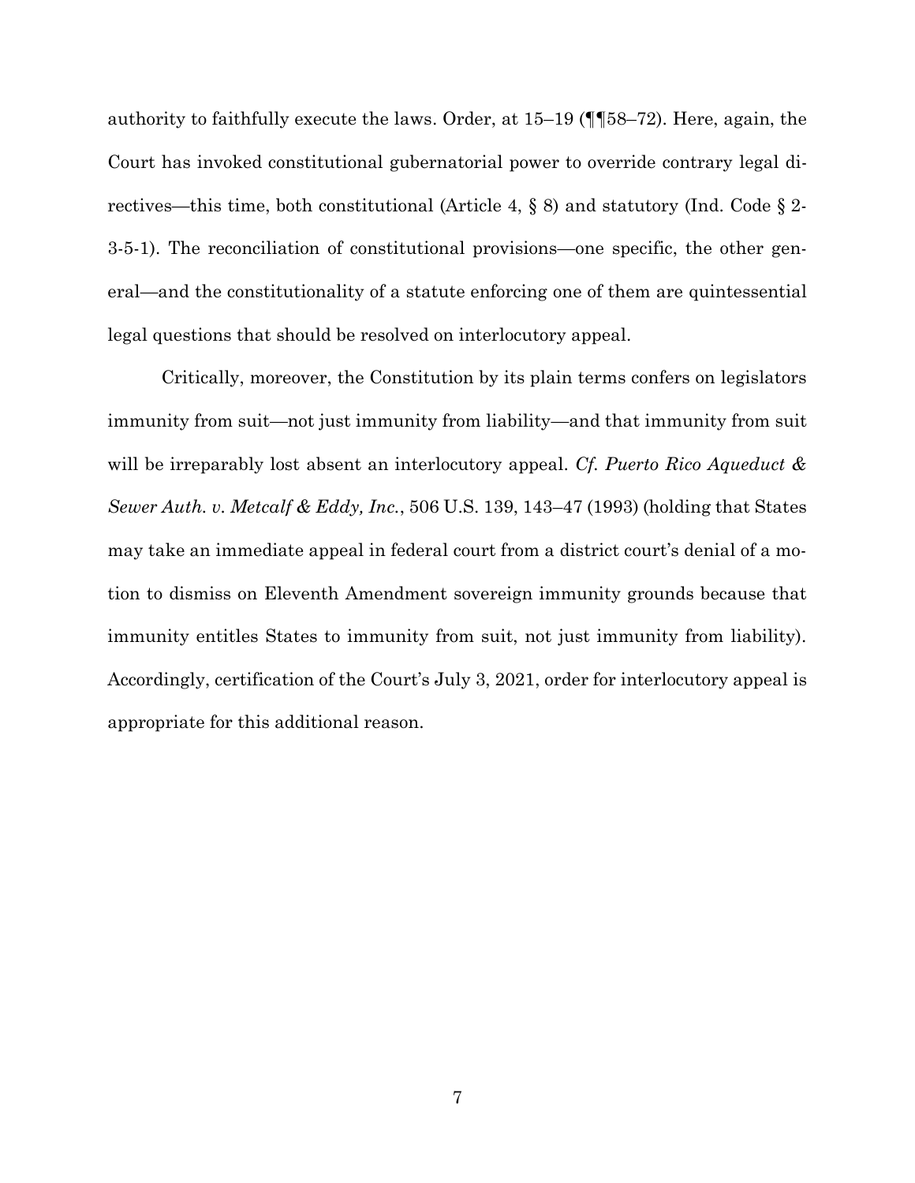authority to faithfully execute the laws. Order, at 15–19 (¶¶58–72). Here, again, the Court has invoked constitutional gubernatorial power to override contrary legal directives—this time, both constitutional (Article 4, § 8) and statutory (Ind. Code § 2-3-5-1). The reconciliation of constitutional provisions—one specific, the other general—and the constitutionality of a statute enforcing one of them are quintessential legal questions that should be resolved on interlocutory appeal.

Critically, moreover, the Constitution by its plain terms confers on legislators immunity from suit—not just immunity from liability—and that immunity from suit will be irreparably lost absent an interlocutory appeal. *Cf. Puerto Rico Aqueduct & Sewer Auth. v. Metcalf & Eddy, Inc.*, 506 U.S. 139, 143–47 (1993) (holding that States may take an immediate appeal in federal court from a district court's denial of a motion to dismiss on Eleventh Amendment sovereign immunity grounds because that immunity entitles States to immunity from suit, not just immunity from liability). Accordingly, certification of the Court's July 3, 2021, order for interlocutory appeal is appropriate for this additional reason.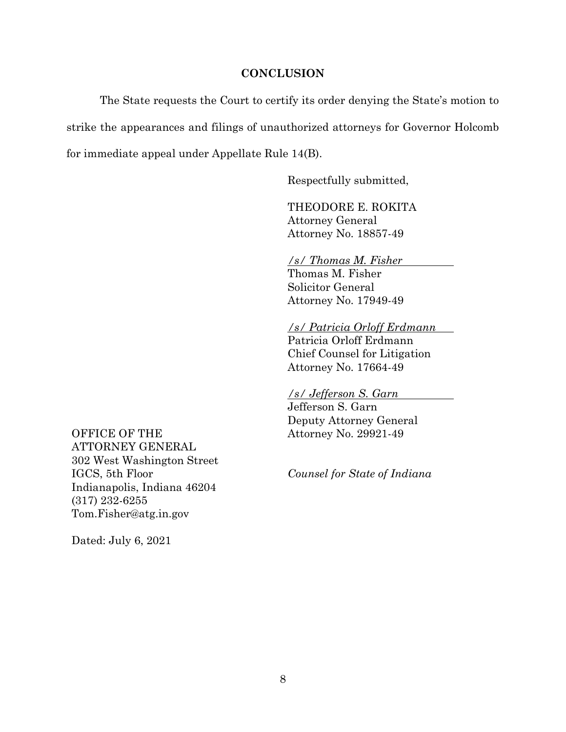## CONCLUSION

The State requests the Court to certify its order denying the State's motion to strike the appearances and filings of unauthorized attorneys for Governor Holcomb for immediate appeal under Appellate Rule 14(B).

Respectfully submitted,

THEODORE E. ROKITA
Attorney General
Attorney No. 18857-49

*/s/ Thomas M. Fisher*
Thomas M. Fisher
Solicitor General
Attorney No. 17949-49

*/s/ Patricia Orloff Erdmann*
Patricia Orloff Erdmann
Chief Counsel for Litigation
Attorney No. 17664-49

*/s/ Jefferson S. Garn*
Jefferson S. Garn
Deputy Attorney General
Attorney No. 29921-49

*Counsel for State of Indiana*

OFFICE OF THE
ATTORNEY GENERAL
302 West Washington Street
IGCS, 5th Floor
Indianapolis, Indiana 46204
(317) 232-6255
Tom.Fisher@atg.in.gov

Dated: July 6, 2021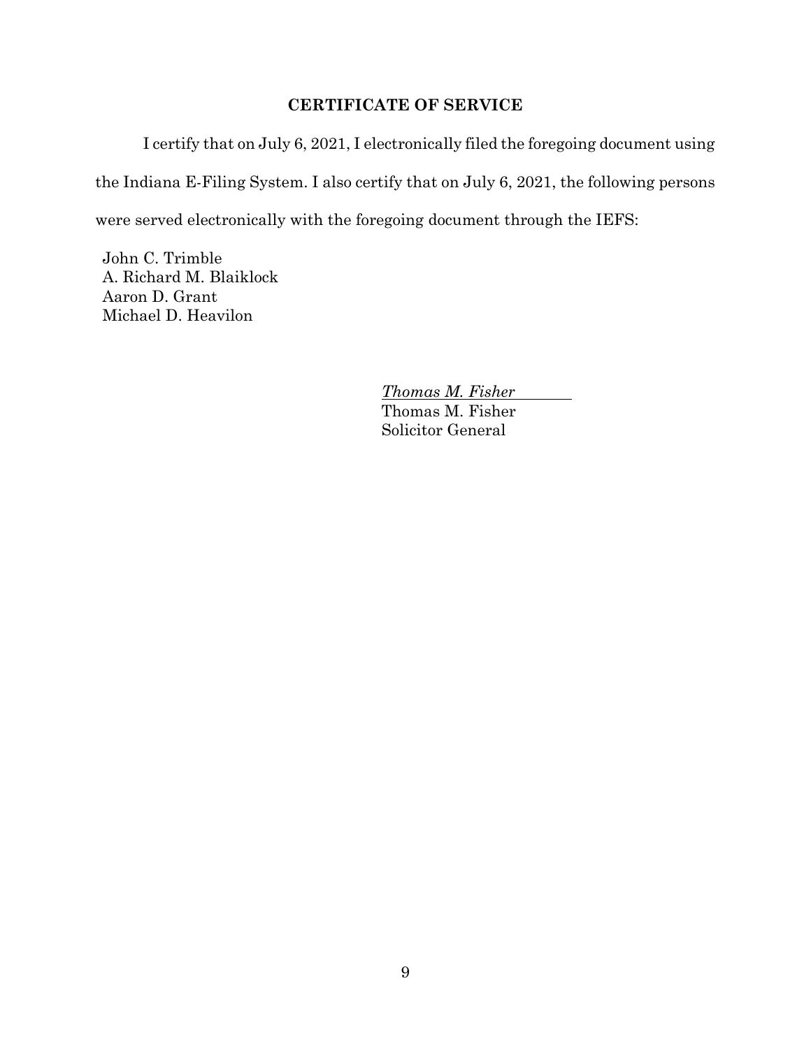## CERTIFICATE OF SERVICE

I certify that on July 6, 2021, I electronically filed the foregoing document using the Indiana E-Filing System. I also certify that on July 6, 2021, the following persons were served electronically with the foregoing document through the IEFS:

John C. Trimble
A. Richard M. Blaiklock
Aaron D. Grant
Michael D. Heavilon

*Thomas M. Fisher*
Thomas M. Fisher
Solicitor General